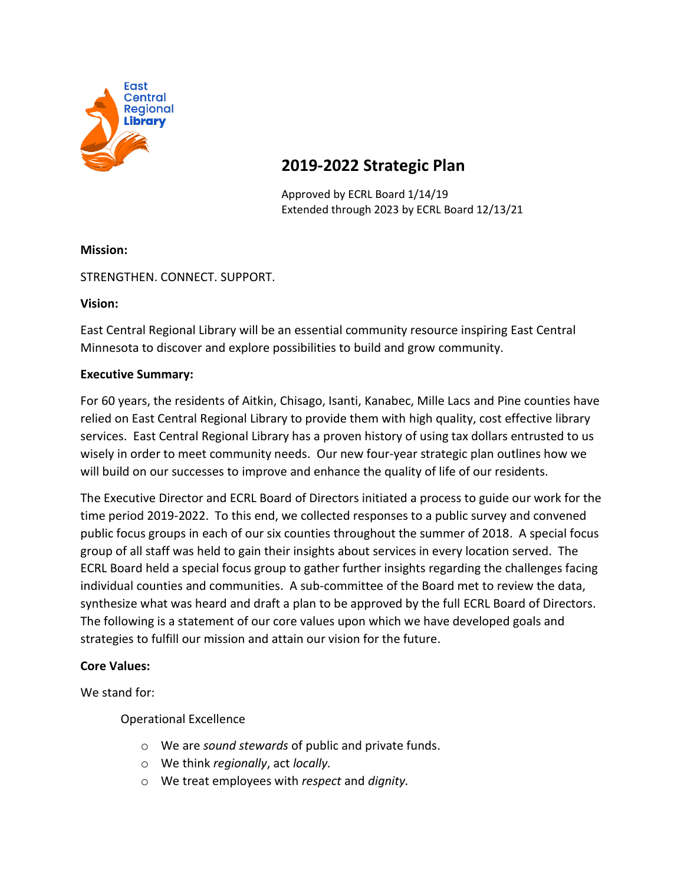East Central Regional Library

# 2019-2022 Strategic Plan

Approved by ECRL Board 1/14/19
Extended through 2023 by ECRL Board 12/13/21

**Mission:**

STRENGTHEN. CONNECT. SUPPORT.

**Vision:**

East Central Regional Library will be an essential community resource inspiring East Central Minnesota to discover and explore possibilities to build and grow community.

**Executive Summary:**

For 60 years, the residents of Aitkin, Chisago, Isanti, Kanabec, Mille Lacs and Pine counties have relied on East Central Regional Library to provide them with high quality, cost effective library services. East Central Regional Library has a proven history of using tax dollars entrusted to us wisely in order to meet community needs. Our new four-year strategic plan outlines how we will build on our successes to improve and enhance the quality of life of our residents.

The Executive Director and ECRL Board of Directors initiated a process to guide our work for the time period 2019-2022. To this end, we collected responses to a public survey and convened public focus groups in each of our six counties throughout the summer of 2018. A special focus group of all staff was held to gain their insights about services in every location served. The ECRL Board held a special focus group to gather further insights regarding the challenges facing individual counties and communities. A sub-committee of the Board met to review the data, synthesize what was heard and draft a plan to be approved by the full ECRL Board of Directors. The following is a statement of our core values upon which we have developed goals and strategies to fulfill our mission and attain our vision for the future.

**Core Values:**

We stand for:

Operational Excellence

- We are *sound stewards* of public and private funds.
- We think *regionally*, act *locally.*
- We treat employees with *respect* and *dignity.*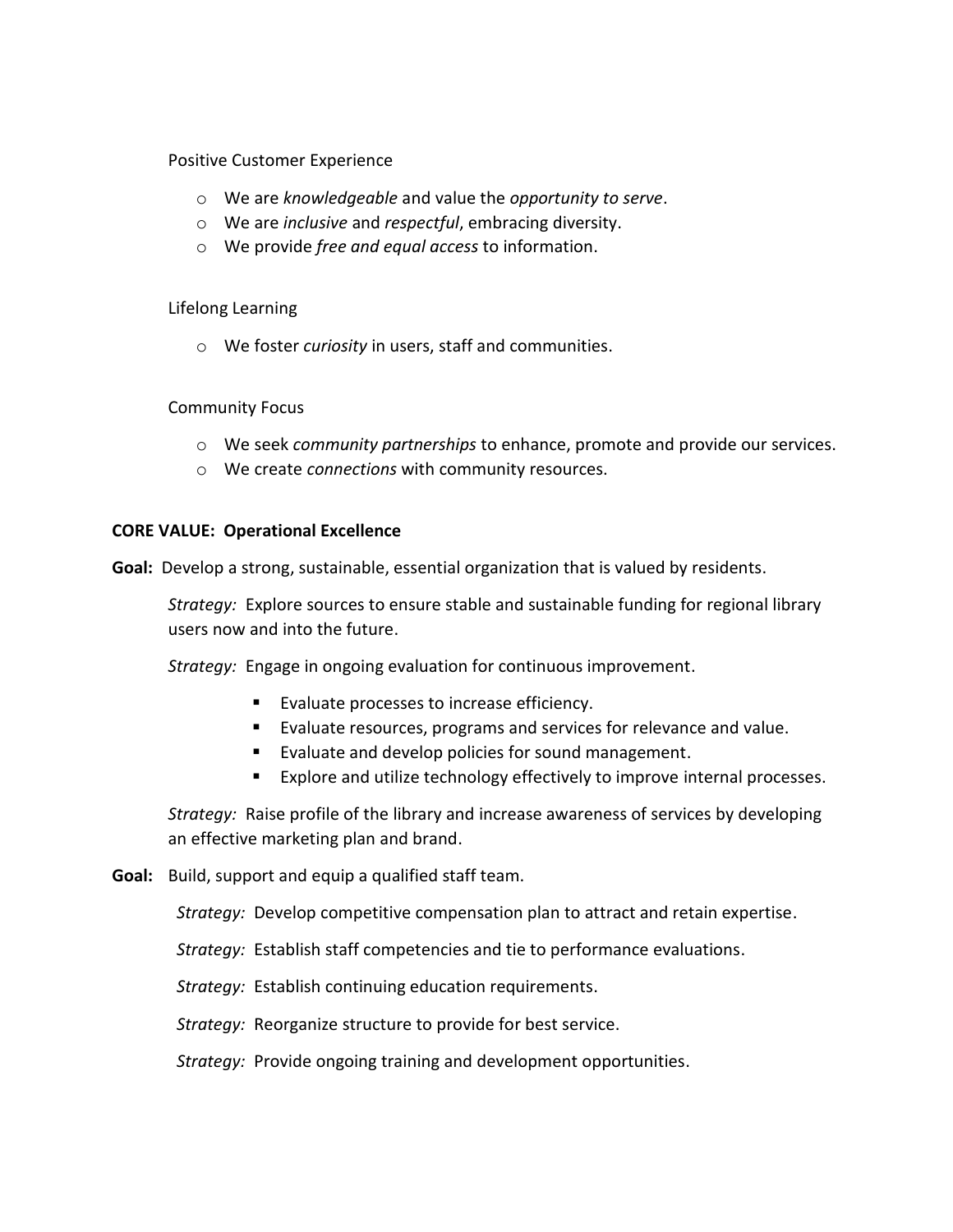Positive Customer Experience

- We are *knowledgeable* and value the *opportunity to serve*.
- We are *inclusive* and *respectful*, embracing diversity.
- We provide *free and equal access* to information.

Lifelong Learning

- We foster *curiosity* in users, staff and communities.

Community Focus

- We seek *community partnerships* to enhance, promote and provide our services.
- We create *connections* with community resources.

**CORE VALUE: Operational Excellence**

**Goal:** Develop a strong, sustainable, essential organization that is valued by residents.

*Strategy:* Explore sources to ensure stable and sustainable funding for regional library users now and into the future.

*Strategy:* Engage in ongoing evaluation for continuous improvement.

- Evaluate processes to increase efficiency.
- Evaluate resources, programs and services for relevance and value.
- Evaluate and develop policies for sound management.
- Explore and utilize technology effectively to improve internal processes.

*Strategy:* Raise profile of the library and increase awareness of services by developing an effective marketing plan and brand.

**Goal:** Build, support and equip a qualified staff team.

*Strategy:* Develop competitive compensation plan to attract and retain expertise.

*Strategy:* Establish staff competencies and tie to performance evaluations.

*Strategy:* Establish continuing education requirements.

*Strategy:* Reorganize structure to provide for best service.

*Strategy:* Provide ongoing training and development opportunities.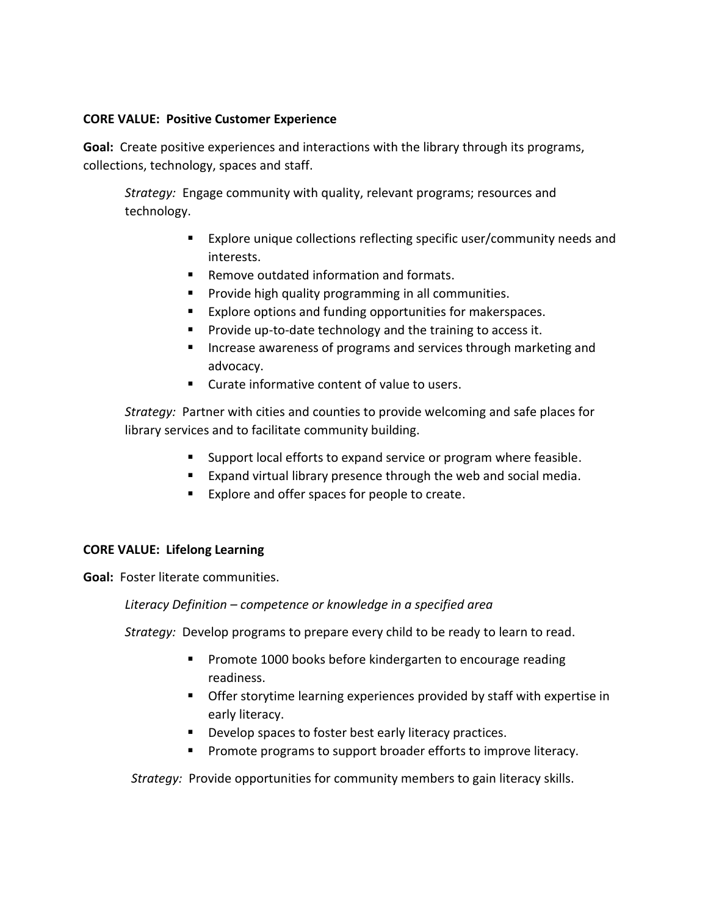**CORE VALUE: Positive Customer Experience**

**Goal:** Create positive experiences and interactions with the library through its programs, collections, technology, spaces and staff.

*Strategy:* Engage community with quality, relevant programs; resources and technology.

- Explore unique collections reflecting specific user/community needs and interests.
- Remove outdated information and formats.
- Provide high quality programming in all communities.
- Explore options and funding opportunities for makerspaces.
- Provide up-to-date technology and the training to access it.
- Increase awareness of programs and services through marketing and advocacy.
- Curate informative content of value to users.

*Strategy:* Partner with cities and counties to provide welcoming and safe places for library services and to facilitate community building.

- Support local efforts to expand service or program where feasible.
- Expand virtual library presence through the web and social media.
- Explore and offer spaces for people to create.

**CORE VALUE: Lifelong Learning**

**Goal:** Foster literate communities.

*Literacy Definition – competence or knowledge in a specified area*

*Strategy:* Develop programs to prepare every child to be ready to learn to read.

- Promote 1000 books before kindergarten to encourage reading readiness.
- Offer storytime learning experiences provided by staff with expertise in early literacy.
- Develop spaces to foster best early literacy practices.
- Promote programs to support broader efforts to improve literacy.

*Strategy:* Provide opportunities for community members to gain literacy skills.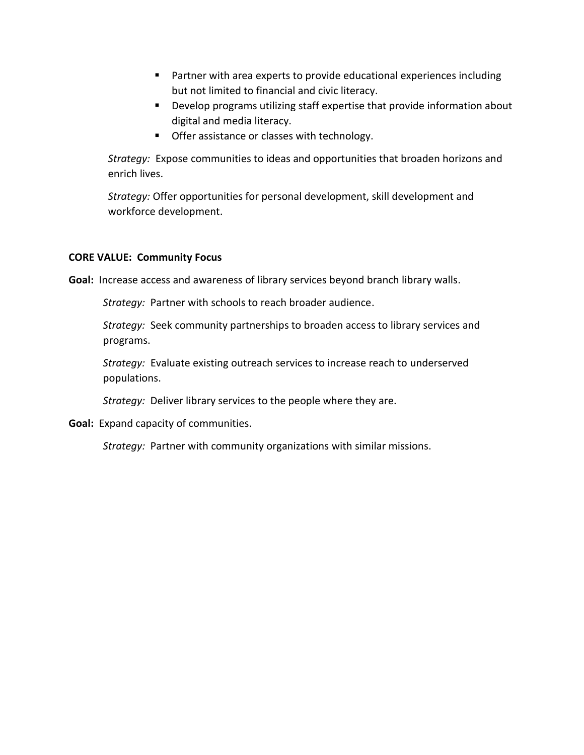- Partner with area experts to provide educational experiences including but not limited to financial and civic literacy.
- Develop programs utilizing staff expertise that provide information about digital and media literacy.
- Offer assistance or classes with technology.

*Strategy:* Expose communities to ideas and opportunities that broaden horizons and enrich lives.

*Strategy:* Offer opportunities for personal development, skill development and workforce development.

**CORE VALUE: Community Focus**

**Goal:** Increase access and awareness of library services beyond branch library walls.

*Strategy:* Partner with schools to reach broader audience.

*Strategy:* Seek community partnerships to broaden access to library services and programs.

*Strategy:* Evaluate existing outreach services to increase reach to underserved populations.

*Strategy:* Deliver library services to the people where they are.

**Goal:** Expand capacity of communities.

*Strategy:* Partner with community organizations with similar missions.